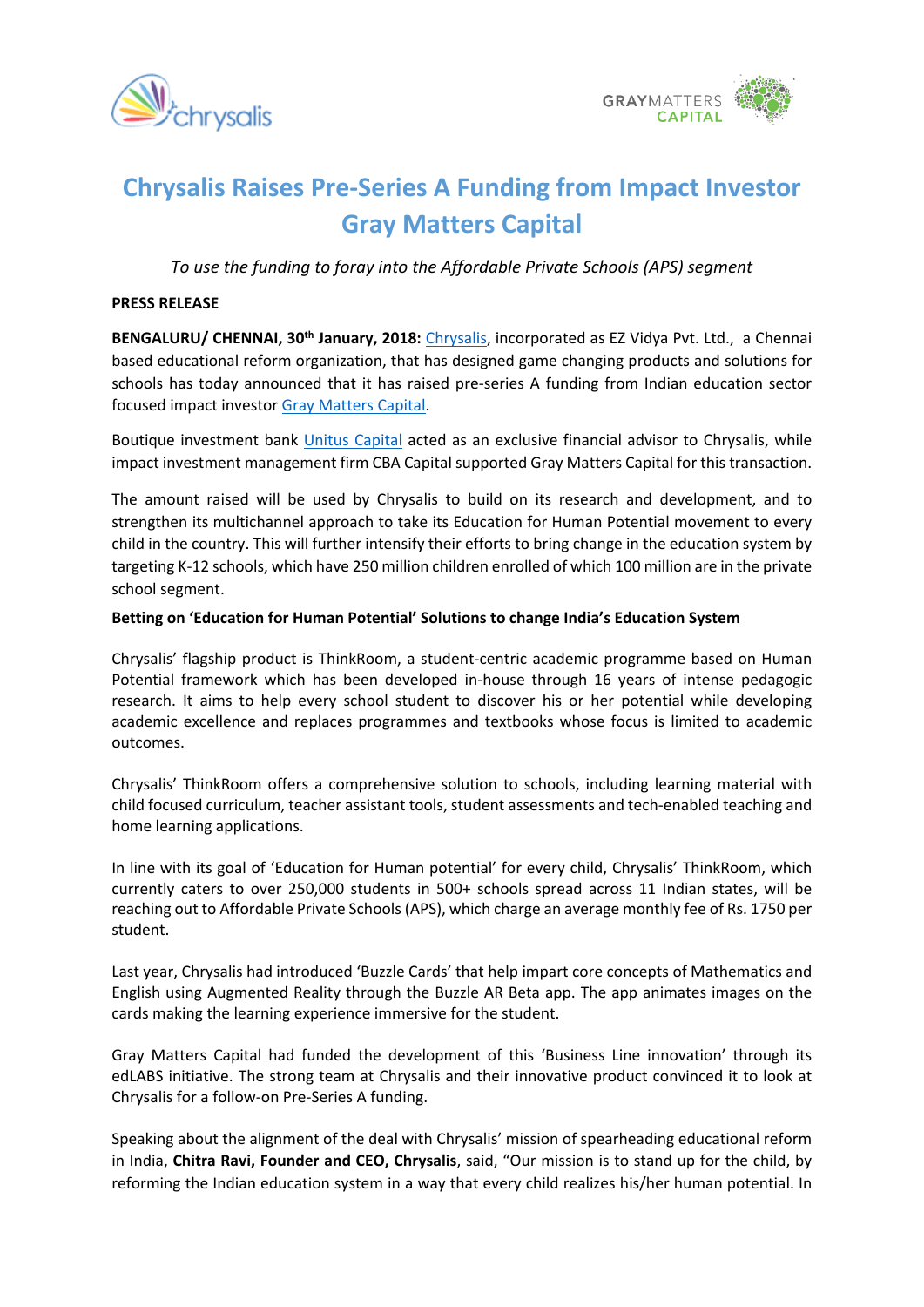# Chrysalis Raises Pre-Series A Funding from Impact Investor Gray Matters Capital

*To use the funding to foray into the Affordable Private Schools (APS) segment*

**PRESS RELEASE**

**BENGALURU/ CHENNAI, 30th January, 2018:** Chrysalis, incorporated as EZ Vidya Pvt. Ltd., a Chennai based educational reform organization, that has designed game changing products and solutions for schools has today announced that it has raised pre-series A funding from Indian education sector focused impact investor Gray Matters Capital.

Boutique investment bank Unitus Capital acted as an exclusive financial advisor to Chrysalis, while impact investment management firm CBA Capital supported Gray Matters Capital for this transaction.

The amount raised will be used by Chrysalis to build on its research and development, and to strengthen its multichannel approach to take its Education for Human Potential movement to every child in the country. This will further intensify their efforts to bring change in the education system by targeting K-12 schools, which have 250 million children enrolled of which 100 million are in the private school segment.

**Betting on 'Education for Human Potential' Solutions to change India's Education System**

Chrysalis' flagship product is ThinkRoom, a student-centric academic programme based on Human Potential framework which has been developed in-house through 16 years of intense pedagogic research. It aims to help every school student to discover his or her potential while developing academic excellence and replaces programmes and textbooks whose focus is limited to academic outcomes.

Chrysalis' ThinkRoom offers a comprehensive solution to schools, including learning material with child focused curriculum, teacher assistant tools, student assessments and tech-enabled teaching and home learning applications.

In line with its goal of 'Education for Human potential' for every child, Chrysalis' ThinkRoom, which currently caters to over 250,000 students in 500+ schools spread across 11 Indian states, will be reaching out to Affordable Private Schools (APS), which charge an average monthly fee of Rs. 1750 per student.

Last year, Chrysalis had introduced 'Buzzle Cards' that help impart core concepts of Mathematics and English using Augmented Reality through the Buzzle AR Beta app. The app animates images on the cards making the learning experience immersive for the student.

Gray Matters Capital had funded the development of this 'Business Line innovation' through its edLABS initiative. The strong team at Chrysalis and their innovative product convinced it to look at Chrysalis for a follow-on Pre-Series A funding.

Speaking about the alignment of the deal with Chrysalis' mission of spearheading educational reform in India, **Chitra Ravi, Founder and CEO, Chrysalis**, said, "Our mission is to stand up for the child, by reforming the Indian education system in a way that every child realizes his/her human potential. In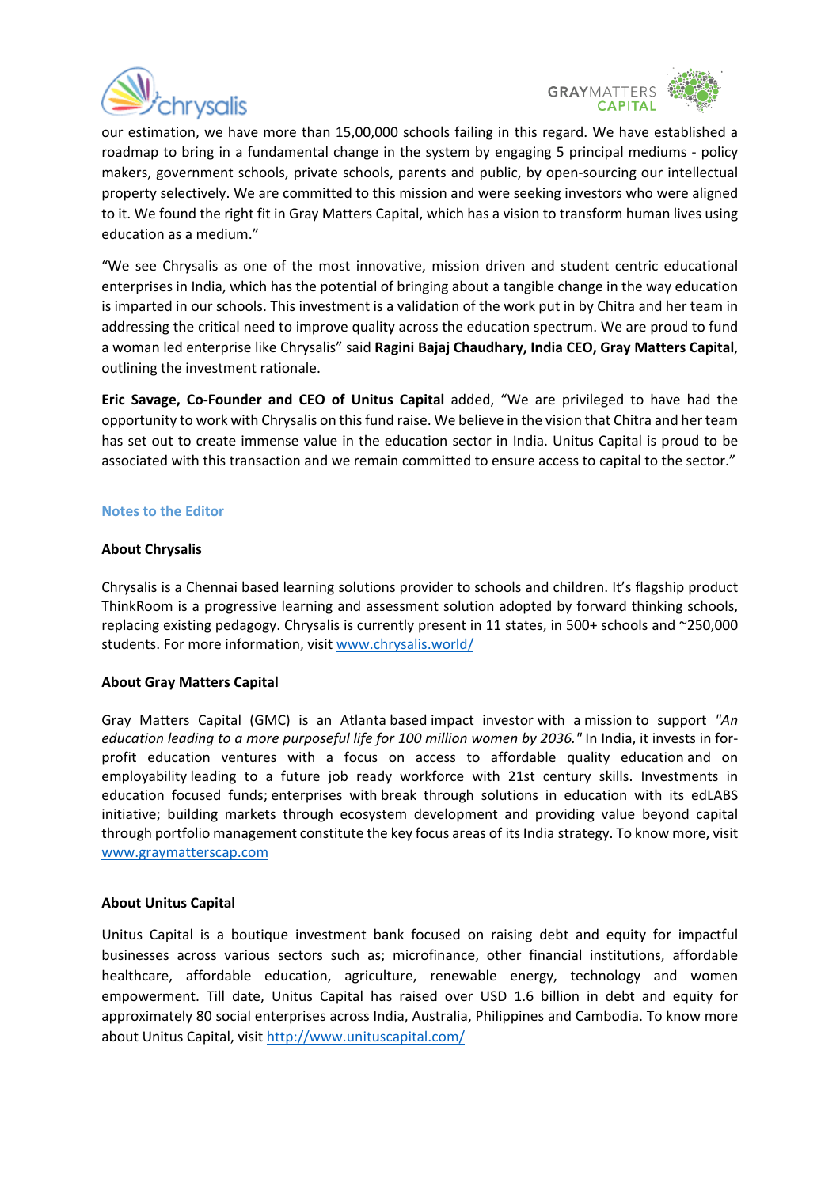our estimation, we have more than 15,00,000 schools failing in this regard. We have established a roadmap to bring in a fundamental change in the system by engaging 5 principal mediums - policy makers, government schools, private schools, parents and public, by open-sourcing our intellectual property selectively. We are committed to this mission and were seeking investors who were aligned to it. We found the right fit in Gray Matters Capital, which has a vision to transform human lives using education as a medium."

"We see Chrysalis as one of the most innovative, mission driven and student centric educational enterprises in India, which has the potential of bringing about a tangible change in the way education is imparted in our schools. This investment is a validation of the work put in by Chitra and her team in addressing the critical need to improve quality across the education spectrum. We are proud to fund a woman led enterprise like Chrysalis" said **Ragini Bajaj Chaudhary, India CEO, Gray Matters Capital**, outlining the investment rationale.

**Eric Savage, Co-Founder and CEO of Unitus Capital** added, "We are privileged to have had the opportunity to work with Chrysalis on this fund raise. We believe in the vision that Chitra and her team has set out to create immense value in the education sector in India. Unitus Capital is proud to be associated with this transaction and we remain committed to ensure access to capital to the sector."

## Notes to the Editor

### About Chrysalis

Chrysalis is a Chennai based learning solutions provider to schools and children. It's flagship product ThinkRoom is a progressive learning and assessment solution adopted by forward thinking schools, replacing existing pedagogy. Chrysalis is currently present in 11 states, in 500+ schools and ~250,000 students. For more information, visit www.chrysalis.world/

### About Gray Matters Capital

Gray Matters Capital (GMC) is an Atlanta based impact investor with a mission to support *"An education leading to a more purposeful life for 100 million women by 2036."* In India, it invests in for-profit education ventures with a focus on access to affordable quality education and on employability leading to a future job ready workforce with 21st century skills. Investments in education focused funds; enterprises with break through solutions in education with its edLABS initiative; building markets through ecosystem development and providing value beyond capital through portfolio management constitute the key focus areas of its India strategy. To know more, visit www.graymatterscap.com

### About Unitus Capital

Unitus Capital is a boutique investment bank focused on raising debt and equity for impactful businesses across various sectors such as; microfinance, other financial institutions, affordable healthcare, affordable education, agriculture, renewable energy, technology and women empowerment. Till date, Unitus Capital has raised over USD 1.6 billion in debt and equity for approximately 80 social enterprises across India, Australia, Philippines and Cambodia. To know more about Unitus Capital, visit http://www.unituscapital.com/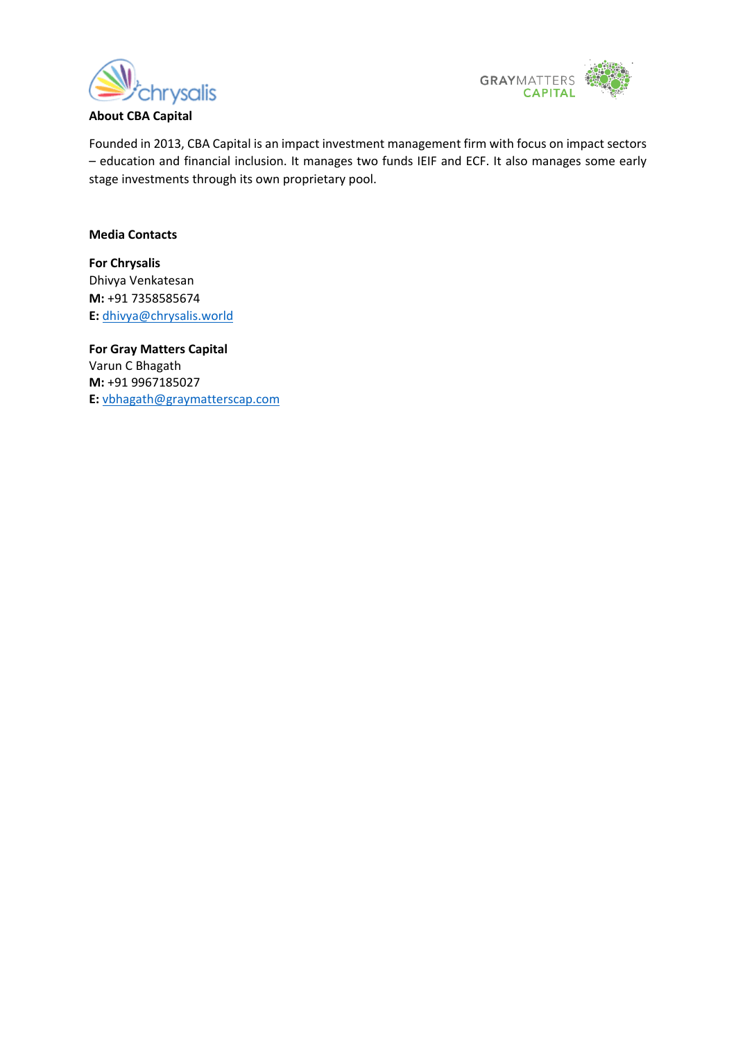**About CBA Capital**

Founded in 2013, CBA Capital is an impact investment management firm with focus on impact sectors – education and financial inclusion. It manages two funds IEIF and ECF. It also manages some early stage investments through its own proprietary pool.

**Media Contacts**

**For Chrysalis**
Dhivya Venkatesan
**M:** +91 7358585674
**E:** dhivya@chrysalis.world

**For Gray Matters Capital**
Varun C Bhagath
**M:** +91 9967185027
**E:** vbhagath@graymatterscap.com